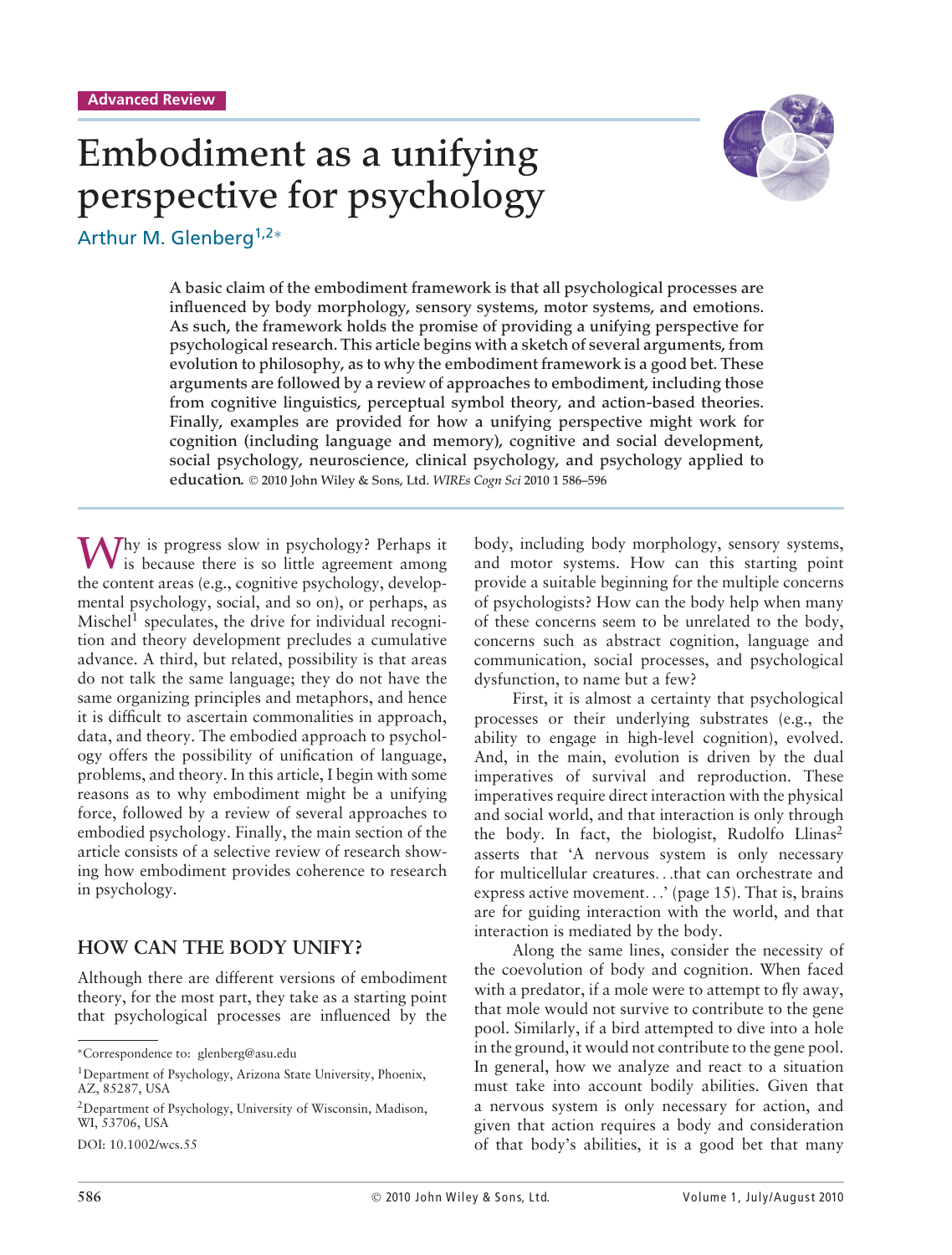Advanced Review

# Embodiment as a unifying perspective for psychology

Arthur M. Glenberg[1,2*]

**A basic claim of the embodiment framework is that all psychological processes are influenced by body morphology, sensory systems, motor systems, and emotions. As such, the framework holds the promise of providing a unifying perspective for psychological research. This article begins with a sketch of several arguments, from evolution to philosophy, as to why the embodiment framework is a good bet. These arguments are followed by a review of approaches to embodiment, including those from cognitive linguistics, perceptual symbol theory, and action-based theories. Finally, examples are provided for how a unifying perspective might work for cognition (including language and memory), cognitive and social development, social psychology, neuroscience, clinical psychology, and psychology applied to education.** © 2010 John Wiley & Sons, Ltd. *WIREs Cogn Sci* 2010 1 586–596

Why is progress slow in psychology? Perhaps it is because there is so little agreement among the content areas (e.g., cognitive psychology, developmental psychology, social, and so on), or perhaps, as Mischel[1] speculates, the drive for individual recognition and theory development precludes a cumulative advance. A third, but related, possibility is that areas do not talk the same language; they do not have the same organizing principles and metaphors, and hence it is difficult to ascertain commonalities in approach, data, and theory. The embodied approach to psychology offers the possibility of unification of language, problems, and theory. In this article, I begin with some reasons as to why embodiment might be a unifying force, followed by a review of several approaches to embodied psychology. Finally, the main section of the article consists of a selective review of research showing how embodiment provides coherence to research in psychology.

## HOW CAN THE BODY UNIFY?

Although there are different versions of embodiment theory, for the most part, they take as a starting point that psychological processes are influenced by the body, including body morphology, sensory systems, and motor systems. How can this starting point provide a suitable beginning for the multiple concerns of psychologists? How can the body help when many of these concerns seem to be unrelated to the body, concerns such as abstract cognition, language and communication, social processes, and psychological dysfunction, to name but a few?

First, it is almost a certainty that psychological processes or their underlying substrates (e.g., the ability to engage in high-level cognition), evolved. And, in the main, evolution is driven by the dual imperatives of survival and reproduction. These imperatives require direct interaction with the physical and social world, and that interaction is only through the body. In fact, the biologist, Rudolfo Llinas[2] asserts that 'A nervous system is only necessary for multicellular creatures...that can orchestrate and express active movement...' (page 15). That is, brains are for guiding interaction with the world, and that interaction is mediated by the body.

Along the same lines, consider the necessity of the coevolution of body and cognition. When faced with a predator, if a mole were to attempt to fly away, that mole would not survive to contribute to the gene pool. Similarly, if a bird attempted to dive into a hole in the ground, it would not contribute to the gene pool. In general, how we analyze and react to a situation must take into account bodily abilities. Given that a nervous system is only necessary for action, and given that action requires a body and consideration of that body's abilities, it is a good bet that many

---

*Correspondence to: glenberg@asu.edu

[1]Department of Psychology, Arizona State University, Phoenix, AZ, 85287, USA

[2]Department of Psychology, University of Wisconsin, Madison, WI, 53706, USA

DOI: 10.1002/wcs.55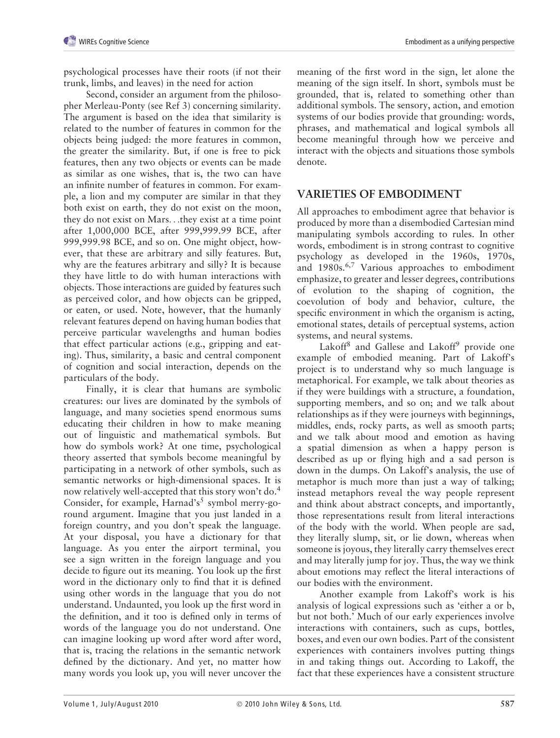psychological processes have their roots (if not their trunk, limbs, and leaves) in the need for action

Second, consider an argument from the philosopher Merleau-Ponty (see Ref 3) concerning similarity. The argument is based on the idea that similarity is related to the number of features in common for the objects being judged: the more features in common, the greater the similarity. But, if one is free to pick features, then any two objects or events can be made as similar as one wishes, that is, the two can have an infinite number of features in common. For example, a lion and my computer are similar in that they both exist on earth, they do not exist on the moon, they do not exist on Mars...they exist at a time point after 1,000,000 BCE, after 999,999.99 BCE, after 999,999.98 BCE, and so on. One might object, however, that these are arbitrary and silly features. But, why are the features arbitrary and silly? It is because they have little to do with human interactions with objects. Those interactions are guided by features such as perceived color, and how objects can be gripped, or eaten, or used. Note, however, that the humanly relevant features depend on having human bodies that perceive particular wavelengths and human bodies that effect particular actions (e.g., gripping and eating). Thus, similarity, a basic and central component of cognition and social interaction, depends on the particulars of the body.

Finally, it is clear that humans are symbolic creatures: our lives are dominated by the symbols of language, and many societies spend enormous sums educating their children in how to make meaning out of linguistic and mathematical symbols. But how do symbols work? At one time, psychological theory asserted that symbols become meaningful by participating in a network of other symbols, such as semantic networks or high-dimensional spaces. It is now relatively well-accepted that this story won't do.[4] Consider, for example, Harnad's[5] symbol merry-go-round argument. Imagine that you just landed in a foreign country, and you don't speak the language. At your disposal, you have a dictionary for that language. As you enter the airport terminal, you see a sign written in the foreign language and you decide to figure out its meaning. You look up the first word in the dictionary only to find that it is defined using other words in the language that you do not understand. Undaunted, you look up the first word in the definition, and it too is defined only in terms of words of the language you do not understand. One can imagine looking up word after word after word, that is, tracing the relations in the semantic network defined by the dictionary. And yet, no matter how many words you look up, you will never uncover the meaning of the first word in the sign, let alone the meaning of the sign itself. In short, symbols must be grounded, that is, related to something other than additional symbols. The sensory, action, and emotion systems of our bodies provide that grounding: words, phrases, and mathematical and logical symbols all become meaningful through how we perceive and interact with the objects and situations those symbols denote.

## VARIETIES OF EMBODIMENT

All approaches to embodiment agree that behavior is produced by more than a disembodied Cartesian mind manipulating symbols according to rules. In other words, embodiment is in strong contrast to cognitive psychology as developed in the 1960s, 1970s, and 1980s.[6,7] Various approaches to embodiment emphasize, to greater and lesser degrees, contributions of evolution to the shaping of cognition, the coevolution of body and behavior, culture, the specific environment in which the organism is acting, emotional states, details of perceptual systems, action systems, and neural systems.

Lakoff[8] and Gallese and Lakoff[9] provide one example of embodied meaning. Part of Lakoff's project is to understand why so much language is metaphorical. For example, we talk about theories as if they were buildings with a structure, a foundation, supporting members, and so on; and we talk about relationships as if they were journeys with beginnings, middles, ends, rocky parts, as well as smooth parts; and we talk about mood and emotion as having a spatial dimension as when a happy person is described as up or flying high and a sad person is down in the dumps. On Lakoff's analysis, the use of metaphor is much more than just a way of talking; instead metaphors reveal the way people represent and think about abstract concepts, and importantly, those representations result from literal interactions of the body with the world. When people are sad, they literally slump, sit, or lie down, whereas when someone is joyous, they literally carry themselves erect and may literally jump for joy. Thus, the way we think about emotions may reflect the literal interactions of our bodies with the environment.

Another example from Lakoff's work is his analysis of logical expressions such as 'either a or b, but not both.' Much of our early experiences involve interactions with containers, such as cups, bottles, boxes, and even our own bodies. Part of the consistent experiences with containers involves putting things in and taking things out. According to Lakoff, the fact that these experiences have a consistent structure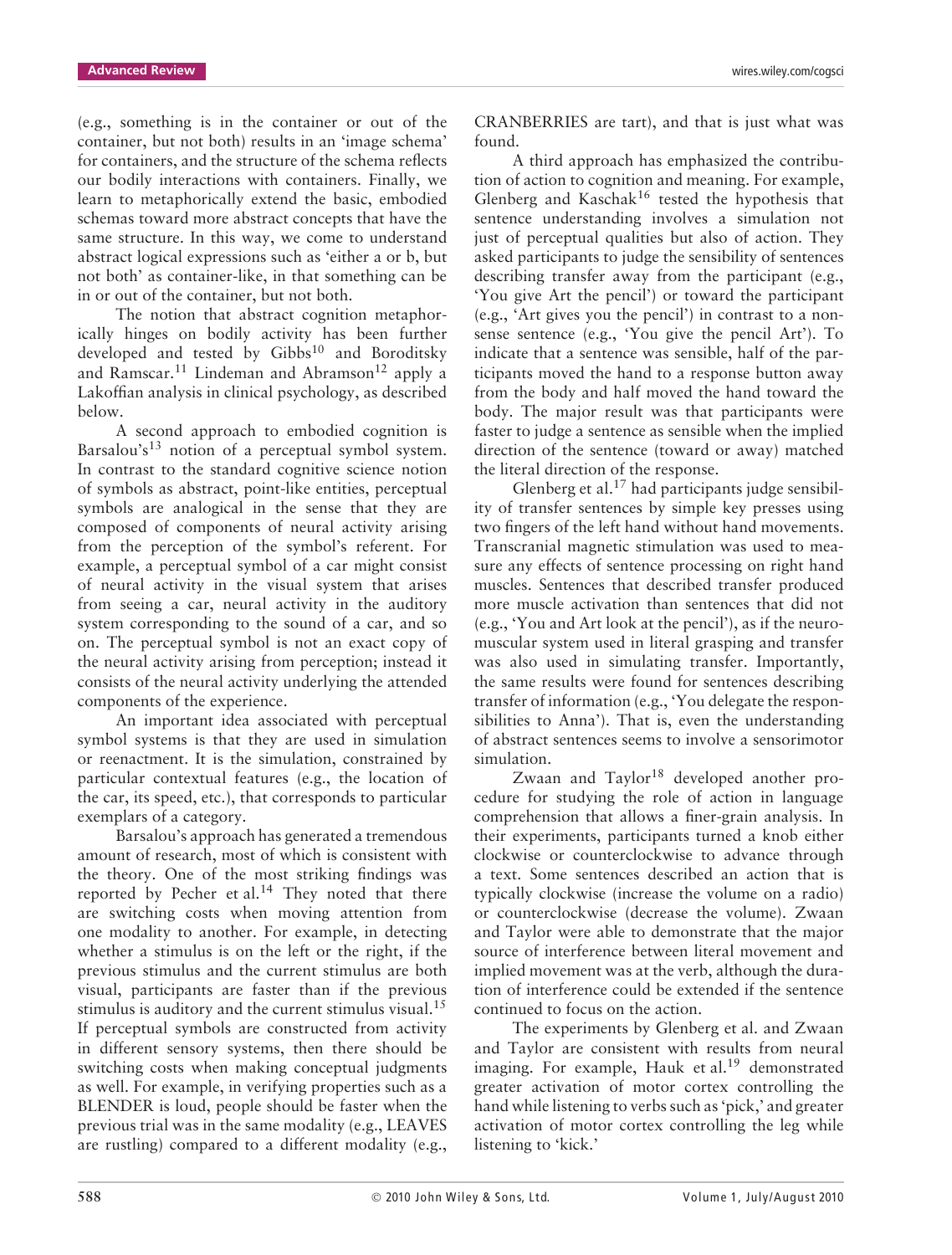(e.g., something is in the container or out of the container, but not both) results in an 'image schema' for containers, and the structure of the schema reflects our bodily interactions with containers. Finally, we learn to metaphorically extend the basic, embodied schemas toward more abstract concepts that have the same structure. In this way, we come to understand abstract logical expressions such as 'either a or b, but not both' as container-like, in that something can be in or out of the container, but not both.

The notion that abstract cognition metaphorically hinges on bodily activity has been further developed and tested by Gibbs[10] and Boroditsky and Ramscar.[11] Lindeman and Abramson[12] apply a Lakoffian analysis in clinical psychology, as described below.

A second approach to embodied cognition is Barsalou's[13] notion of a perceptual symbol system. In contrast to the standard cognitive science notion of symbols as abstract, point-like entities, perceptual symbols are analogical in the sense that they are composed of components of neural activity arising from the perception of the symbol's referent. For example, a perceptual symbol of a car might consist of neural activity in the visual system that arises from seeing a car, neural activity in the auditory system corresponding to the sound of a car, and so on. The perceptual symbol is not an exact copy of the neural activity arising from perception; instead it consists of the neural activity underlying the attended components of the experience.

An important idea associated with perceptual symbol systems is that they are used in simulation or reenactment. It is the simulation, constrained by particular contextual features (e.g., the location of the car, its speed, etc.), that corresponds to particular exemplars of a category.

Barsalou's approach has generated a tremendous amount of research, most of which is consistent with the theory. One of the most striking findings was reported by Pecher et al.[14] They noted that there are switching costs when moving attention from one modality to another. For example, in detecting whether a stimulus is on the left or the right, if the previous stimulus and the current stimulus are both visual, participants are faster than if the previous stimulus is auditory and the current stimulus visual.[15] If perceptual symbols are constructed from activity in different sensory systems, then there should be switching costs when making conceptual judgments as well. For example, in verifying properties such as a BLENDER is loud, people should be faster when the previous trial was in the same modality (e.g., LEAVES are rustling) compared to a different modality (e.g., CRANBERRIES are tart), and that is just what was found.

A third approach has emphasized the contribution of action to cognition and meaning. For example, Glenberg and Kaschak[16] tested the hypothesis that sentence understanding involves a simulation not just of perceptual qualities but also of action. They asked participants to judge the sensibility of sentences describing transfer away from the participant (e.g., 'You give Art the pencil') or toward the participant (e.g., 'Art gives you the pencil') in contrast to a nonsense sentence (e.g., 'You give the pencil Art'). To indicate that a sentence was sensible, half of the participants moved the hand to a response button away from the body and half moved the hand toward the body. The major result was that participants were faster to judge a sentence as sensible when the implied direction of the sentence (toward or away) matched the literal direction of the response.

Glenberg et al.[17] had participants judge sensibility of transfer sentences by simple key presses using two fingers of the left hand without hand movements. Transcranial magnetic stimulation was used to measure any effects of sentence processing on right hand muscles. Sentences that described transfer produced more muscle activation than sentences that did not (e.g., 'You and Art look at the pencil'), as if the neuromuscular system used in literal grasping and transfer was also used in simulating transfer. Importantly, the same results were found for sentences describing transfer of information (e.g., 'You delegate the responsibilities to Anna'). That is, even the understanding of abstract sentences seems to involve a sensorimotor simulation.

Zwaan and Taylor[18] developed another procedure for studying the role of action in language comprehension that allows a finer-grain analysis. In their experiments, participants turned a knob either clockwise or counterclockwise to advance through a text. Some sentences described an action that is typically clockwise (increase the volume on a radio) or counterclockwise (decrease the volume). Zwaan and Taylor were able to demonstrate that the major source of interference between literal movement and implied movement was at the verb, although the duration of interference could be extended if the sentence continued to focus on the action.

The experiments by Glenberg et al. and Zwaan and Taylor are consistent with results from neural imaging. For example, Hauk et al.[19] demonstrated greater activation of motor cortex controlling the hand while listening to verbs such as 'pick,' and greater activation of motor cortex controlling the leg while listening to 'kick.'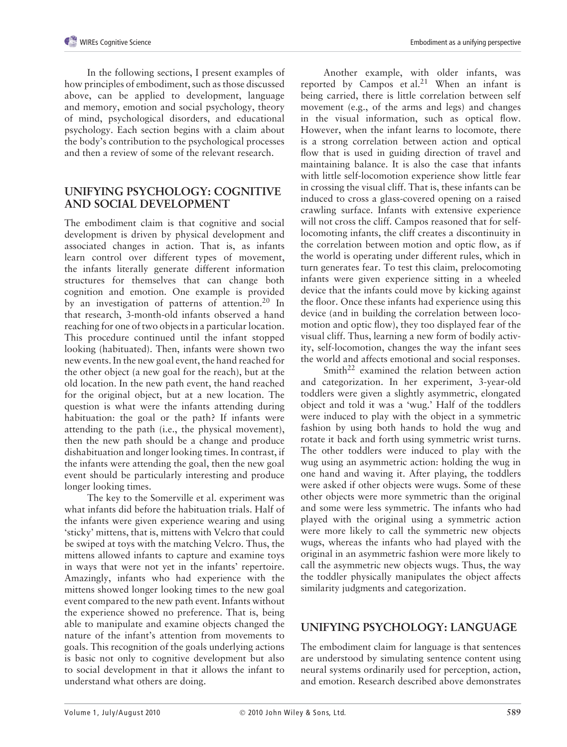In the following sections, I present examples of how principles of embodiment, such as those discussed above, can be applied to development, language and memory, emotion and social psychology, theory of mind, psychological disorders, and educational psychology. Each section begins with a claim about the body's contribution to the psychological processes and then a review of some of the relevant research.

## UNIFYING PSYCHOLOGY: COGNITIVE AND SOCIAL DEVELOPMENT

The embodiment claim is that cognitive and social development is driven by physical development and associated changes in action. That is, as infants learn control over different types of movement, the infants literally generate different information structures for themselves that can change both cognition and emotion. One example is provided by an investigation of patterns of attention.[20] In that research, 3-month-old infants observed a hand reaching for one of two objects in a particular location. This procedure continued until the infant stopped looking (habituated). Then, infants were shown two new events. In the new goal event, the hand reached for the other object (a new goal for the reach), but at the old location. In the new path event, the hand reached for the original object, but at a new location. The question is what were the infants attending during habituation: the goal or the path? If infants were attending to the path (i.e., the physical movement), then the new path should be a change and produce dishabituation and longer looking times. In contrast, if the infants were attending the goal, then the new goal event should be particularly interesting and produce longer looking times.

The key to the Somerville et al. experiment was what infants did before the habituation trials. Half of the infants were given experience wearing and using 'sticky' mittens, that is, mittens with Velcro that could be swiped at toys with the matching Velcro. Thus, the mittens allowed infants to capture and examine toys in ways that were not yet in the infants' repertoire. Amazingly, infants who had experience with the mittens showed longer looking times to the new goal event compared to the new path event. Infants without the experience showed no preference. That is, being able to manipulate and examine objects changed the nature of the infant's attention from movements to goals. This recognition of the goals underlying actions is basic not only to cognitive development but also to social development in that it allows the infant to understand what others are doing.

Another example, with older infants, was reported by Campos et al.[21] When an infant is being carried, there is little correlation between self movement (e.g., of the arms and legs) and changes in the visual information, such as optical flow. However, when the infant learns to locomote, there is a strong correlation between action and optical flow that is used in guiding direction of travel and maintaining balance. It is also the case that infants with little self-locomotion experience show little fear in crossing the visual cliff. That is, these infants can be induced to cross a glass-covered opening on a raised crawling surface. Infants with extensive experience will not cross the cliff. Campos reasoned that for self-locomoting infants, the cliff creates a discontinuity in the correlation between motion and optic flow, as if the world is operating under different rules, which in turn generates fear. To test this claim, prelocomoting infants were given experience sitting in a wheeled device that the infants could move by kicking against the floor. Once these infants had experience using this device (and in building the correlation between locomotion and optic flow), they too displayed fear of the visual cliff. Thus, learning a new form of bodily activity, self-locomotion, changes the way the infant sees the world and affects emotional and social responses.

Smith[22] examined the relation between action and categorization. In her experiment, 3-year-old toddlers were given a slightly asymmetric, elongated object and told it was a 'wug.' Half of the toddlers were induced to play with the object in a symmetric fashion by using both hands to hold the wug and rotate it back and forth using symmetric wrist turns. The other toddlers were induced to play with the wug using an asymmetric action: holding the wug in one hand and waving it. After playing, the toddlers were asked if other objects were wugs. Some of these other objects were more symmetric than the original and some were less symmetric. The infants who had played with the original using a symmetric action were more likely to call the symmetric new objects wugs, whereas the infants who had played with the original in an asymmetric fashion were more likely to call the asymmetric new objects wugs. Thus, the way the toddler physically manipulates the object affects similarity judgments and categorization.

## UNIFYING PSYCHOLOGY: LANGUAGE

The embodiment claim for language is that sentences are understood by simulating sentence content using neural systems ordinarily used for perception, action, and emotion. Research described above demonstrates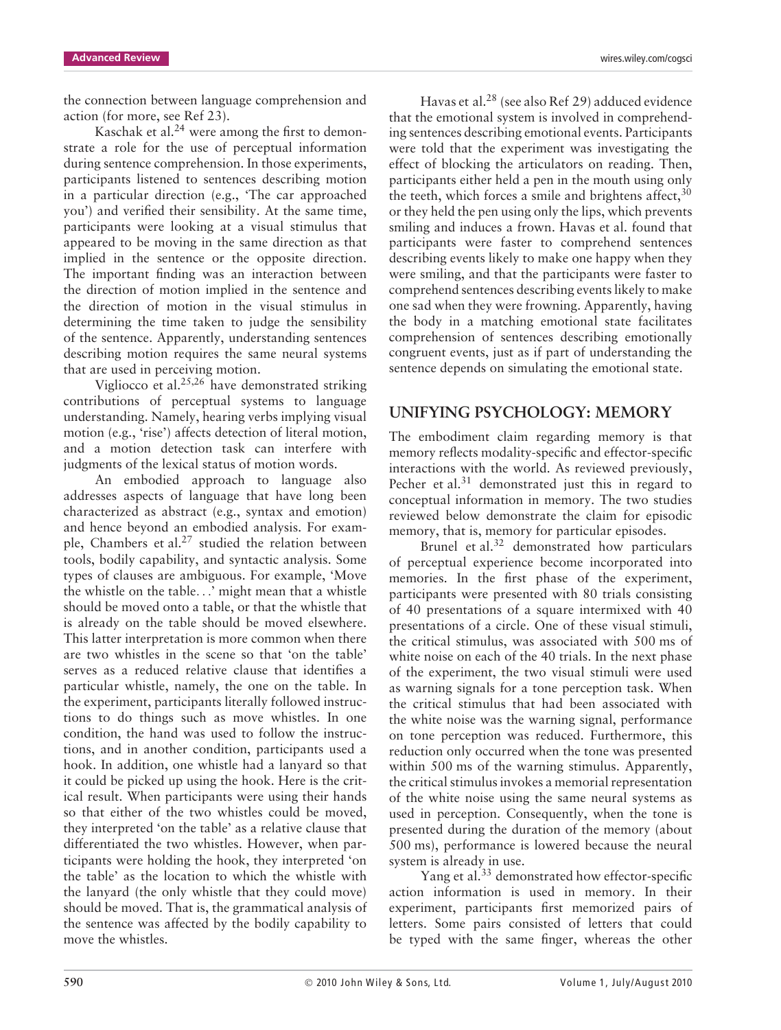the connection between language comprehension and action (for more, see Ref 23).

Kaschak et al.[24] were among the first to demonstrate a role for the use of perceptual information during sentence comprehension. In those experiments, participants listened to sentences describing motion in a particular direction (e.g., 'The car approached you') and verified their sensibility. At the same time, participants were looking at a visual stimulus that appeared to be moving in the same direction as that implied in the sentence or the opposite direction. The important finding was an interaction between the direction of motion implied in the sentence and the direction of motion in the visual stimulus in determining the time taken to judge the sensibility of the sentence. Apparently, understanding sentences describing motion requires the same neural systems that are used in perceiving motion.

Vigliocco et al.[25,26] have demonstrated striking contributions of perceptual systems to language understanding. Namely, hearing verbs implying visual motion (e.g., 'rise') affects detection of literal motion, and a motion detection task can interfere with judgments of the lexical status of motion words.

An embodied approach to language also addresses aspects of language that have long been characterized as abstract (e.g., syntax and emotion) and hence beyond an embodied analysis. For example, Chambers et al.[27] studied the relation between tools, bodily capability, and syntactic analysis. Some types of clauses are ambiguous. For example, 'Move the whistle on the table...' might mean that a whistle should be moved onto a table, or that the whistle that is already on the table should be moved elsewhere. This latter interpretation is more common when there are two whistles in the scene so that 'on the table' serves as a reduced relative clause that identifies a particular whistle, namely, the one on the table. In the experiment, participants literally followed instructions to do things such as move whistles. In one condition, the hand was used to follow the instructions, and in another condition, participants used a hook. In addition, one whistle had a lanyard so that it could be picked up using the hook. Here is the critical result. When participants were using their hands so that either of the two whistles could be moved, they interpreted 'on the table' as a relative clause that differentiated the two whistles. However, when participants were holding the hook, they interpreted 'on the table' as the location to which the whistle with the lanyard (the only whistle that they could move) should be moved. That is, the grammatical analysis of the sentence was affected by the bodily capability to move the whistles.

Havas et al.[28] (see also Ref 29) adduced evidence that the emotional system is involved in comprehending sentences describing emotional events. Participants were told that the experiment was investigating the effect of blocking the articulators on reading. Then, participants either held a pen in the mouth using only the teeth, which forces a smile and brightens affect,[30] or they held the pen using only the lips, which prevents smiling and induces a frown. Havas et al. found that participants were faster to comprehend sentences describing events likely to make one happy when they were smiling, and that the participants were faster to comprehend sentences describing events likely to make one sad when they were frowning. Apparently, having the body in a matching emotional state facilitates comprehension of sentences describing emotionally congruent events, just as if part of understanding the sentence depends on simulating the emotional state.

## UNIFYING PSYCHOLOGY: MEMORY

The embodiment claim regarding memory is that memory reflects modality-specific and effector-specific interactions with the world. As reviewed previously, Pecher et al.[31] demonstrated just this in regard to conceptual information in memory. The two studies reviewed below demonstrate the claim for episodic memory, that is, memory for particular episodes.

Brunel et al.[32] demonstrated how particulars of perceptual experience become incorporated into memories. In the first phase of the experiment, participants were presented with 80 trials consisting of 40 presentations of a square intermixed with 40 presentations of a circle. One of these visual stimuli, the critical stimulus, was associated with 500 ms of white noise on each of the 40 trials. In the next phase of the experiment, the two visual stimuli were used as warning signals for a tone perception task. When the critical stimulus that had been associated with the white noise was the warning signal, performance on tone perception was reduced. Furthermore, this reduction only occurred when the tone was presented within 500 ms of the warning stimulus. Apparently, the critical stimulus invokes a memorial representation of the white noise using the same neural systems as used in perception. Consequently, when the tone is presented during the duration of the memory (about 500 ms), performance is lowered because the neural system is already in use.

Yang et al.[33] demonstrated how effector-specific action information is used in memory. In their experiment, participants first memorized pairs of letters. Some pairs consisted of letters that could be typed with the same finger, whereas the other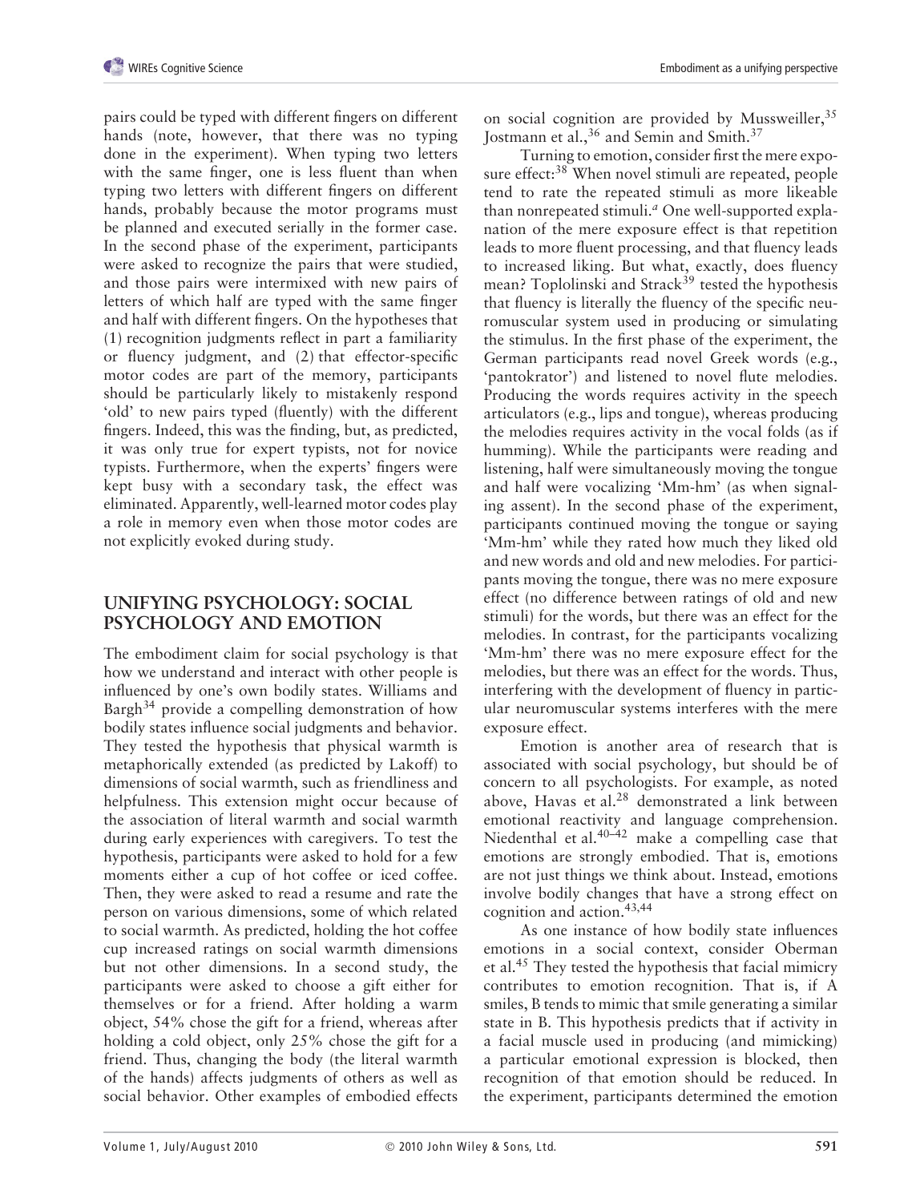pairs could be typed with different fingers on different hands (note, however, that there was no typing done in the experiment). When typing two letters with the same finger, one is less fluent than when typing two letters with different fingers on different hands, probably because the motor programs must be planned and executed serially in the former case. In the second phase of the experiment, participants were asked to recognize the pairs that were studied, and those pairs were intermixed with new pairs of letters of which half are typed with the same finger and half with different fingers. On the hypotheses that (1) recognition judgments reflect in part a familiarity or fluency judgment, and (2) that effector-specific motor codes are part of the memory, participants should be particularly likely to mistakenly respond 'old' to new pairs typed (fluently) with the different fingers. Indeed, this was the finding, but, as predicted, it was only true for expert typists, not for novice typists. Furthermore, when the experts' fingers were kept busy with a secondary task, the effect was eliminated. Apparently, well-learned motor codes play a role in memory even when those motor codes are not explicitly evoked during study.

## UNIFYING PSYCHOLOGY: SOCIAL PSYCHOLOGY AND EMOTION

The embodiment claim for social psychology is that how we understand and interact with other people is influenced by one's own bodily states. Williams and Bargh[34] provide a compelling demonstration of how bodily states influence social judgments and behavior. They tested the hypothesis that physical warmth is metaphorically extended (as predicted by Lakoff) to dimensions of social warmth, such as friendliness and helpfulness. This extension might occur because of the association of literal warmth and social warmth during early experiences with caregivers. To test the hypothesis, participants were asked to hold for a few moments either a cup of hot coffee or iced coffee. Then, they were asked to read a resume and rate the person on various dimensions, some of which related to social warmth. As predicted, holding the hot coffee cup increased ratings on social warmth dimensions but not other dimensions. In a second study, the participants were asked to choose a gift either for themselves or for a friend. After holding a warm object, 54% chose the gift for a friend, whereas after holding a cold object, only 25% chose the gift for a friend. Thus, changing the body (the literal warmth of the hands) affects judgments of others as well as social behavior. Other examples of embodied effects on social cognition are provided by Mussweiler,[35] Jostmann et al.,[36] and Semin and Smith.[37]

Turning to emotion, consider first the mere exposure effect:[38] When novel stimuli are repeated, people tend to rate the repeated stimuli as more likeable than nonrepeated stimuli.[a] One well-supported explanation of the mere exposure effect is that repetition leads to more fluent processing, and that fluency leads to increased liking. But what, exactly, does fluency mean? Toplolinski and Strack[39] tested the hypothesis that fluency is literally the fluency of the specific neuromuscular system used in producing or simulating the stimulus. In the first phase of the experiment, the German participants read novel Greek words (e.g., 'pantokrator') and listened to novel flute melodies. Producing the words requires activity in the speech articulators (e.g., lips and tongue), whereas producing the melodies requires activity in the vocal folds (as if humming). While the participants were reading and listening, half were simultaneously moving the tongue and half were vocalizing 'Mm-hm' (as when signaling assent). In the second phase of the experiment, participants continued moving the tongue or saying 'Mm-hm' while they rated how much they liked old and new words and old and new melodies. For participants moving the tongue, there was no mere exposure effect (no difference between ratings of old and new stimuli) for the words, but there was an effect for the melodies. In contrast, for the participants vocalizing 'Mm-hm' there was no mere exposure effect for the melodies, but there was an effect for the words. Thus, interfering with the development of fluency in particular neuromuscular systems interferes with the mere exposure effect.

Emotion is another area of research that is associated with social psychology, but should be of concern to all psychologists. For example, as noted above, Havas et al.[28] demonstrated a link between emotional reactivity and language comprehension. Niedenthal et al.[40–42] make a compelling case that emotions are strongly embodied. That is, emotions are not just things we think about. Instead, emotions involve bodily changes that have a strong effect on cognition and action.[43,44]

As one instance of how bodily state influences emotions in a social context, consider Oberman et al.[45] They tested the hypothesis that facial mimicry contributes to emotion recognition. That is, if A smiles, B tends to mimic that smile generating a similar state in B. This hypothesis predicts that if activity in a facial muscle used in producing (and mimicking) a particular emotional expression is blocked, then recognition of that emotion should be reduced. In the experiment, participants determined the emotion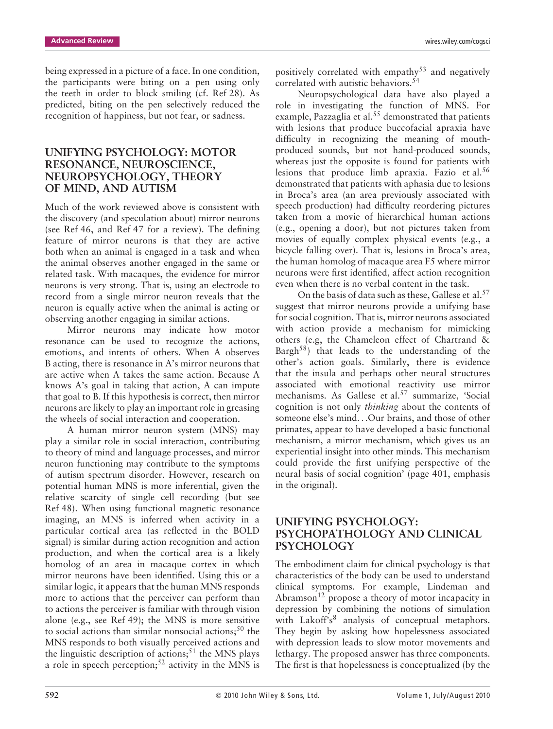being expressed in a picture of a face. In one condition, the participants were biting on a pen using only the teeth in order to block smiling (cf. Ref 28). As predicted, biting on the pen selectively reduced the recognition of happiness, but not fear, or sadness.

## UNIFYING PSYCHOLOGY: MOTOR RESONANCE, NEUROSCIENCE, NEUROPSYCHOLOGY, THEORY OF MIND, AND AUTISM

Much of the work reviewed above is consistent with the discovery (and speculation about) mirror neurons (see Ref 46, and Ref 47 for a review). The defining feature of mirror neurons is that they are active both when an animal is engaged in a task and when the animal observes another engaged in the same or related task. With macaques, the evidence for mirror neurons is very strong. That is, using an electrode to record from a single mirror neuron reveals that the neuron is equally active when the animal is acting or observing another engaging in similar actions.

Mirror neurons may indicate how motor resonance can be used to recognize the actions, emotions, and intents of others. When A observes B acting, there is resonance in A's mirror neurons that are active when A takes the same action. Because A knows A's goal in taking that action, A can impute that goal to B. If this hypothesis is correct, then mirror neurons are likely to play an important role in greasing the wheels of social interaction and cooperation.

A human mirror neuron system (MNS) may play a similar role in social interaction, contributing to theory of mind and language processes, and mirror neuron functioning may contribute to the symptoms of autism spectrum disorder. However, research on potential human MNS is more inferential, given the relative scarcity of single cell recording (but see Ref 48). When using functional magnetic resonance imaging, an MNS is inferred when activity in a particular cortical area (as reflected in the BOLD signal) is similar during action recognition and action production, and when the cortical area is a likely homolog of an area in macaque cortex in which mirror neurons have been identified. Using this or a similar logic, it appears that the human MNS responds more to actions that the perceiver can perform than to actions the perceiver is familiar with through vision alone (e.g., see Ref 49); the MNS is more sensitive to social actions than similar nonsocial actions;[50] the MNS responds to both visually perceived actions and the linguistic description of actions;[51] the MNS plays a role in speech perception;[52] activity in the MNS is positively correlated with empathy[53] and negatively correlated with autistic behaviors.[54]

Neuropsychological data have also played a role in investigating the function of MNS. For example, Pazzaglia et al.[55] demonstrated that patients with lesions that produce buccofacial apraxia have difficulty in recognizing the meaning of mouth-produced sounds, but not hand-produced sounds, whereas just the opposite is found for patients with lesions that produce limb apraxia. Fazio et al.[56] demonstrated that patients with aphasia due to lesions in Broca's area (an area previously associated with speech production) had difficulty reordering pictures taken from a movie of hierarchical human actions (e.g., opening a door), but not pictures taken from movies of equally complex physical events (e.g., a bicycle falling over). That is, lesions in Broca's area, the human homolog of macaque area F5 where mirror neurons were first identified, affect action recognition even when there is no verbal content in the task.

On the basis of data such as these, Gallese et al.[57] suggest that mirror neurons provide a unifying base for social cognition. That is, mirror neurons associated with action provide a mechanism for mimicking others (e.g, the Chameleon effect of Chartrand & Bargh[58]) that leads to the understanding of the other's action goals. Similarly, there is evidence that the insula and perhaps other neural structures associated with emotional reactivity use mirror mechanisms. As Gallese et al.[57] summarize, 'Social cognition is not only *thinking* about the contents of someone else's mind...Our brains, and those of other primates, appear to have developed a basic functional mechanism, a mirror mechanism, which gives us an experiential insight into other minds. This mechanism could provide the first unifying perspective of the neural basis of social cognition' (page 401, emphasis in the original).

## UNIFYING PSYCHOLOGY: PSYCHOPATHOLOGY AND CLINICAL PSYCHOLOGY

The embodiment claim for clinical psychology is that characteristics of the body can be used to understand clinical symptoms. For example, Lindeman and Abramson[12] propose a theory of motor incapacity in depression by combining the notions of simulation with Lakoff's[8] analysis of conceptual metaphors. They begin by asking how hopelessness associated with depression leads to slow motor movements and lethargy. The proposed answer has three components. The first is that hopelessness is conceptualized (by the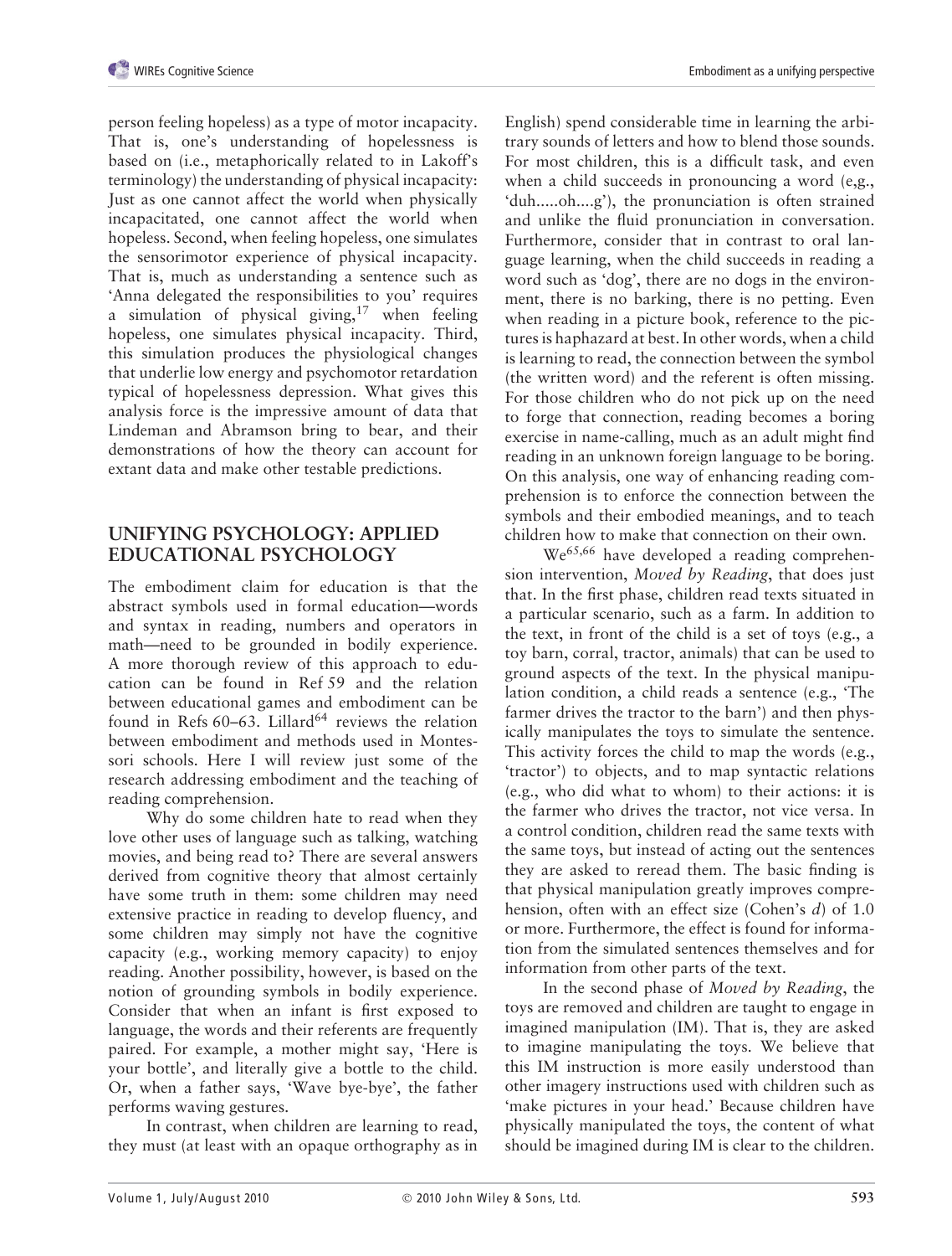person feeling hopeless) as a type of motor incapacity. That is, one's understanding of hopelessness is based on (i.e., metaphorically related to in Lakoff's terminology) the understanding of physical incapacity: Just as one cannot affect the world when physically incapacitated, one cannot affect the world when hopeless. Second, when feeling hopeless, one simulates the sensorimotor experience of physical incapacity. That is, much as understanding a sentence such as 'Anna delegated the responsibilities to you' requires a simulation of physical giving,[17] when feeling hopeless, one simulates physical incapacity. Third, this simulation produces the physiological changes that underlie low energy and psychomotor retardation typical of hopelessness depression. What gives this analysis force is the impressive amount of data that Lindeman and Abramson bring to bear, and their demonstrations of how the theory can account for extant data and make other testable predictions.

## UNIFYING PSYCHOLOGY: APPLIED EDUCATIONAL PSYCHOLOGY

The embodiment claim for education is that the abstract symbols used in formal education—words and syntax in reading, numbers and operators in math—need to be grounded in bodily experience. A more thorough review of this approach to education can be found in Ref 59 and the relation between educational games and embodiment can be found in Refs 60–63. Lillard[64] reviews the relation between embodiment and methods used in Montessori schools. Here I will review just some of the research addressing embodiment and the teaching of reading comprehension.

Why do some children hate to read when they love other uses of language such as talking, watching movies, and being read to? There are several answers derived from cognitive theory that almost certainly have some truth in them: some children may need extensive practice in reading to develop fluency, and some children may simply not have the cognitive capacity (e.g., working memory capacity) to enjoy reading. Another possibility, however, is based on the notion of grounding symbols in bodily experience. Consider that when an infant is first exposed to language, the words and their referents are frequently paired. For example, a mother might say, 'Here is your bottle', and literally give a bottle to the child. Or, when a father says, 'Wave bye-bye', the father performs waving gestures.

In contrast, when children are learning to read, they must (at least with an opaque orthography as in English) spend considerable time in learning the arbitrary sounds of letters and how to blend those sounds. For most children, this is a difficult task, and even when a child succeeds in pronouncing a word (e,g., 'duh.....oh....g'), the pronunciation is often strained and unlike the fluid pronunciation in conversation. Furthermore, consider that in contrast to oral language learning, when the child succeeds in reading a word such as 'dog', there are no dogs in the environment, there is no barking, there is no petting. Even when reading in a picture book, reference to the pictures is haphazard at best. In other words, when a child is learning to read, the connection between the symbol (the written word) and the referent is often missing. For those children who do not pick up on the need to forge that connection, reading becomes a boring exercise in name-calling, much as an adult might find reading in an unknown foreign language to be boring. On this analysis, one way of enhancing reading comprehension is to enforce the connection between the symbols and their embodied meanings, and to teach children how to make that connection on their own.

We[65,66] have developed a reading comprehension intervention, *Moved by Reading*, that does just that. In the first phase, children read texts situated in a particular scenario, such as a farm. In addition to the text, in front of the child is a set of toys (e.g., a toy barn, corral, tractor, animals) that can be used to ground aspects of the text. In the physical manipulation condition, a child reads a sentence (e.g., 'The farmer drives the tractor to the barn') and then physically manipulates the toys to simulate the sentence. This activity forces the child to map the words (e.g., 'tractor') to objects, and to map syntactic relations (e.g., who did what to whom) to their actions: it is the farmer who drives the tractor, not vice versa. In a control condition, children read the same texts with the same toys, but instead of acting out the sentences they are asked to reread them. The basic finding is that physical manipulation greatly improves comprehension, often with an effect size (Cohen's $d$) of 1.0 or more. Furthermore, the effect is found for information from the simulated sentences themselves and for information from other parts of the text.

In the second phase of *Moved by Reading*, the toys are removed and children are taught to engage in imagined manipulation (IM). That is, they are asked to imagine manipulating the toys. We believe that this IM instruction is more easily understood than other imagery instructions used with children such as 'make pictures in your head.' Because children have physically manipulated the toys, the content of what should be imagined during IM is clear to the children.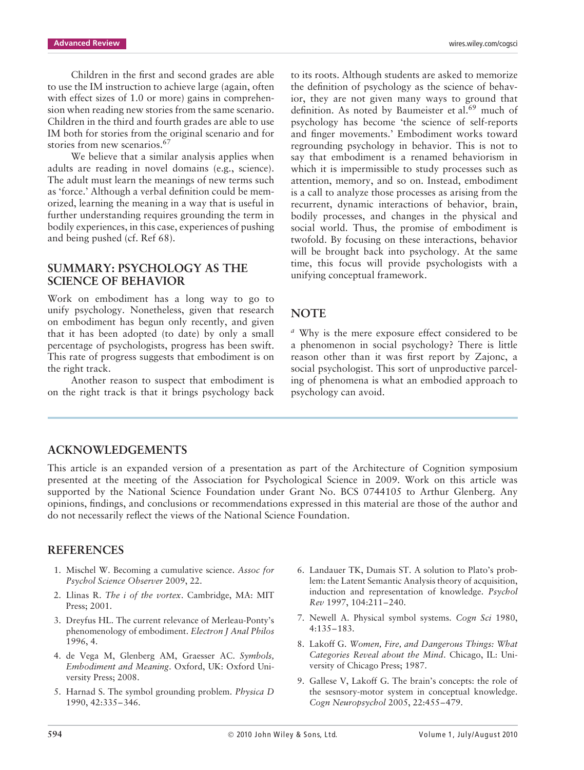Children in the first and second grades are able to use the IM instruction to achieve large (again, often with effect sizes of 1.0 or more) gains in comprehension when reading new stories from the same scenario. Children in the third and fourth grades are able to use IM both for stories from the original scenario and for stories from new scenarios.[67]

We believe that a similar analysis applies when adults are reading in novel domains (e.g., science). The adult must learn the meanings of new terms such as 'force.' Although a verbal definition could be memorized, learning the meaning in a way that is useful in further understanding requires grounding the term in bodily experiences, in this case, experiences of pushing and being pushed (cf. Ref 68).

## SUMMARY: PSYCHOLOGY AS THE SCIENCE OF BEHAVIOR

Work on embodiment has a long way to go to unify psychology. Nonetheless, given that research on embodiment has begun only recently, and given that it has been adopted (to date) by only a small percentage of psychologists, progress has been swift. This rate of progress suggests that embodiment is on the right track.

Another reason to suspect that embodiment is on the right track is that it brings psychology back to its roots. Although students are asked to memorize the definition of psychology as the science of behavior, they are not given many ways to ground that definition. As noted by Baumeister et al.[69] much of psychology has become 'the science of self-reports and finger movements.' Embodiment works toward regrounding psychology in behavior. This is not to say that embodiment is a renamed behaviorism in which it is impermissible to study processes such as attention, memory, and so on. Instead, embodiment is a call to analyze those processes as arising from the recurrent, dynamic interactions of behavior, brain, bodily processes, and changes in the physical and social world. Thus, the promise of embodiment is twofold. By focusing on these interactions, behavior will be brought back into psychology. At the same time, this focus will provide psychologists with a unifying conceptual framework.

## NOTE

[a] Why is the mere exposure effect considered to be a phenomenon in social psychology? There is little reason other than it was first report by Zajonc, a social psychologist. This sort of unproductive parceling of phenomena is what an embodied approach to psychology can avoid.

## ACKNOWLEDGEMENTS

This article is an expanded version of a presentation as part of the Architecture of Cognition symposium presented at the meeting of the Association for Psychological Science in 2009. Work on this article was supported by the National Science Foundation under Grant No. BCS 0744105 to Arthur Glenberg. Any opinions, findings, and conclusions or recommendations expressed in this material are those of the author and do not necessarily reflect the views of the National Science Foundation.

## REFERENCES

1. Mischel W. Becoming a cumulative science. *Assoc for Psychol Science Observer* 2009, 22.
2. Llinas R. *The i of the vortex*. Cambridge, MA: MIT Press; 2001.
3. Dreyfus HL. The current relevance of Merleau-Ponty's phenomenology of embodiment. *Electron J Anal Philos* 1996, 4.
4. de Vega M, Glenberg AM, Graesser AC. *Symbols, Embodiment and Meaning*. Oxford, UK: Oxford University Press; 2008.
5. Harnad S. The symbol grounding problem. *Physica D* 1990, 42:335–346.
6. Landauer TK, Dumais ST. A solution to Plato's problem: the Latent Semantic Analysis theory of acquisition, induction and representation of knowledge. *Psychol Rev* 1997, 104:211–240.
7. Newell A. Physical symbol systems. *Cogn Sci* 1980, 4:135–183.
8. Lakoff G. *Women, Fire, and Dangerous Things: What Categories Reveal about the Mind*. Chicago, IL: University of Chicago Press; 1987.
9. Gallese V, Lakoff G. The brain's concepts: the role of the sesnsory-motor system in conceptual knowledge. *Cogn Neuropsychol* 2005, 22:455–479.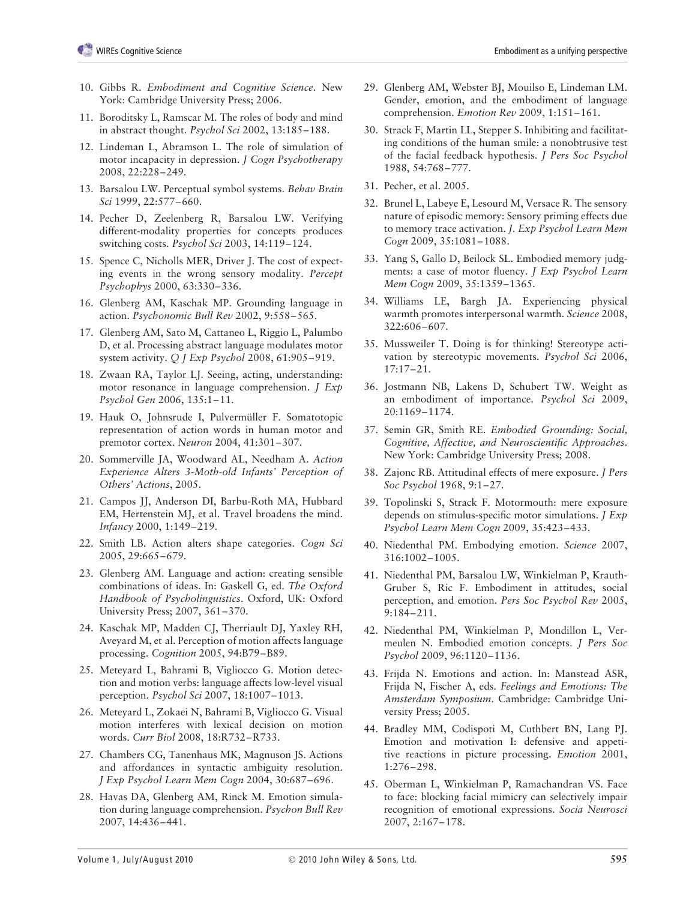10. Gibbs R. *Embodiment and Cognitive Science*. New York: Cambridge University Press; 2006.
11. Boroditsky L, Ramscar M. The roles of body and mind in abstract thought. *Psychol Sci* 2002, 13:185–188.
12. Lindeman L, Abramson L. The role of simulation of motor incapacity in depression. *J Cogn Psychotherapy* 2008, 22:228–249.
13. Barsalou LW. Perceptual symbol systems. *Behav Brain Sci* 1999, 22:577–660.
14. Pecher D, Zeelenberg R, Barsalou LW. Verifying different-modality properties for concepts produces switching costs. *Psychol Sci* 2003, 14:119–124.
15. Spence C, Nicholls MER, Driver J. The cost of expecting events in the wrong sensory modality. *Percept Psychophys* 2000, 63:330–336.
16. Glenberg AM, Kaschak MP. Grounding language in action. *Psychonomic Bull Rev* 2002, 9:558–565.
17. Glenberg AM, Sato M, Cattaneo L, Riggio L, Palumbo D, et al. Processing abstract language modulates motor system activity. *Q J Exp Psychol* 2008, 61:905–919.
18. Zwaan RA, Taylor LJ. Seeing, acting, understanding: motor resonance in language comprehension. *J Exp Psychol Gen* 2006, 135:1–11.
19. Hauk O, Johnsrude I, Pulvermüller F. Somatotopic representation of action words in human motor and premotor cortex. *Neuron* 2004, 41:301–307.
20. Sommerville JA, Woodward AL, Needham A. *Action Experience Alters 3-Moth-old Infants' Perception of Others' Actions*, 2005.
21. Campos JJ, Anderson DI, Barbu-Roth MA, Hubbard EM, Hertenstein MJ, et al. Travel broadens the mind. *Infancy* 2000, 1:149–219.
22. Smith LB. Action alters shape categories. *Cogn Sci* 2005, 29:665–679.
23. Glenberg AM. Language and action: creating sensible combinations of ideas. In: Gaskell G, ed. *The Oxford Handbook of Psycholinguistics*. Oxford, UK: Oxford University Press; 2007, 361–370.
24. Kaschak MP, Madden CJ, Therriault DJ, Yaxley RH, Aveyard M, et al. Perception of motion affects language processing. *Cognition* 2005, 94:B79–B89.
25. Meteyard L, Bahrami B, Vigliocco G. Motion detection and motion verbs: language affects low-level visual perception. *Psychol Sci* 2007, 18:1007–1013.
26. Meteyard L, Zokaei N, Bahrami B, Vigliocco G. Visual motion interferes with lexical decision on motion words. *Curr Biol* 2008, 18:R732–R733.
27. Chambers CG, Tanenhaus MK, Magnuson JS. Actions and affordances in syntactic ambiguity resolution. *J Exp Psychol Learn Mem Cogn* 2004, 30:687–696.
28. Havas DA, Glenberg AM, Rinck M. Emotion simulation during language comprehension. *Psychon Bull Rev* 2007, 14:436–441.
29. Glenberg AM, Webster BJ, Mouilso E, Lindeman LM. Gender, emotion, and the embodiment of language comprehension. *Emotion Rev* 2009, 1:151–161.
30. Strack F, Martin LL, Stepper S. Inhibiting and facilitating conditions of the human smile: a nonobtrusive test of the facial feedback hypothesis. *J Pers Soc Psychol* 1988, 54:768–777.
31. Pecher, et al. 2005.
32. Brunel L, Labeye E, Lesourd M, Versace R. The sensory nature of episodic memory: Sensory priming effects due to memory trace activation. *J. Exp Psychol Learn Mem Cogn* 2009, 35:1081–1088.
33. Yang S, Gallo D, Beilock SL. Embodied memory judgments: a case of motor fluency. *J Exp Psychol Learn Mem Cogn* 2009, 35:1359–1365.
34. Williams LE, Bargh JA. Experiencing physical warmth promotes interpersonal warmth. *Science* 2008, 322:606–607.
35. Mussweiler T. Doing is for thinking! Stereotype activation by stereotypic movements. *Psychol Sci* 2006, 17:17–21.
36. Jostmann NB, Lakens D, Schubert TW. Weight as an embodiment of importance. *Psychol Sci* 2009, 20:1169–1174.
37. Semin GR, Smith RE. *Embodied Grounding: Social, Cognitive, Affective, and Neuroscientific Approaches*. New York: Cambridge University Press; 2008.
38. Zajonc RB. Attitudinal effects of mere exposure. *J Pers Soc Psychol* 1968, 9:1–27.
39. Topolinski S, Strack F. Motormouth: mere exposure depends on stimulus-specific motor simulations. *J Exp Psychol Learn Mem Cogn* 2009, 35:423–433.
40. Niedenthal PM. Embodying emotion. *Science* 2007, 316:1002–1005.
41. Niedenthal PM, Barsalou LW, Winkielman P, Krauth-Gruber S, Ric F. Embodiment in attitudes, social perception, and emotion. *Pers Soc Psychol Rev* 2005, 9:184–211.
42. Niedenthal PM, Winkielman P, Mondillon L, Vermeulen N. Embodied emotion concepts. *J Pers Soc Psychol* 2009, 96:1120–1136.
43. Frijda N. Emotions and action. In: Manstead ASR, Frijda N, Fischer A, eds. *Feelings and Emotions: The Amsterdam Symposium*. Cambridge: Cambridge University Press; 2005.
44. Bradley MM, Codispoti M, Cuthbert BN, Lang PJ. Emotion and motivation I: defensive and appetitive reactions in picture processing. *Emotion* 2001, 1:276–298.
45. Oberman L, Winkielman P, Ramachandran VS. Face to face: blocking facial mimicry can selectively impair recognition of emotional expressions. *Socia Neurosci* 2007, 2:167–178.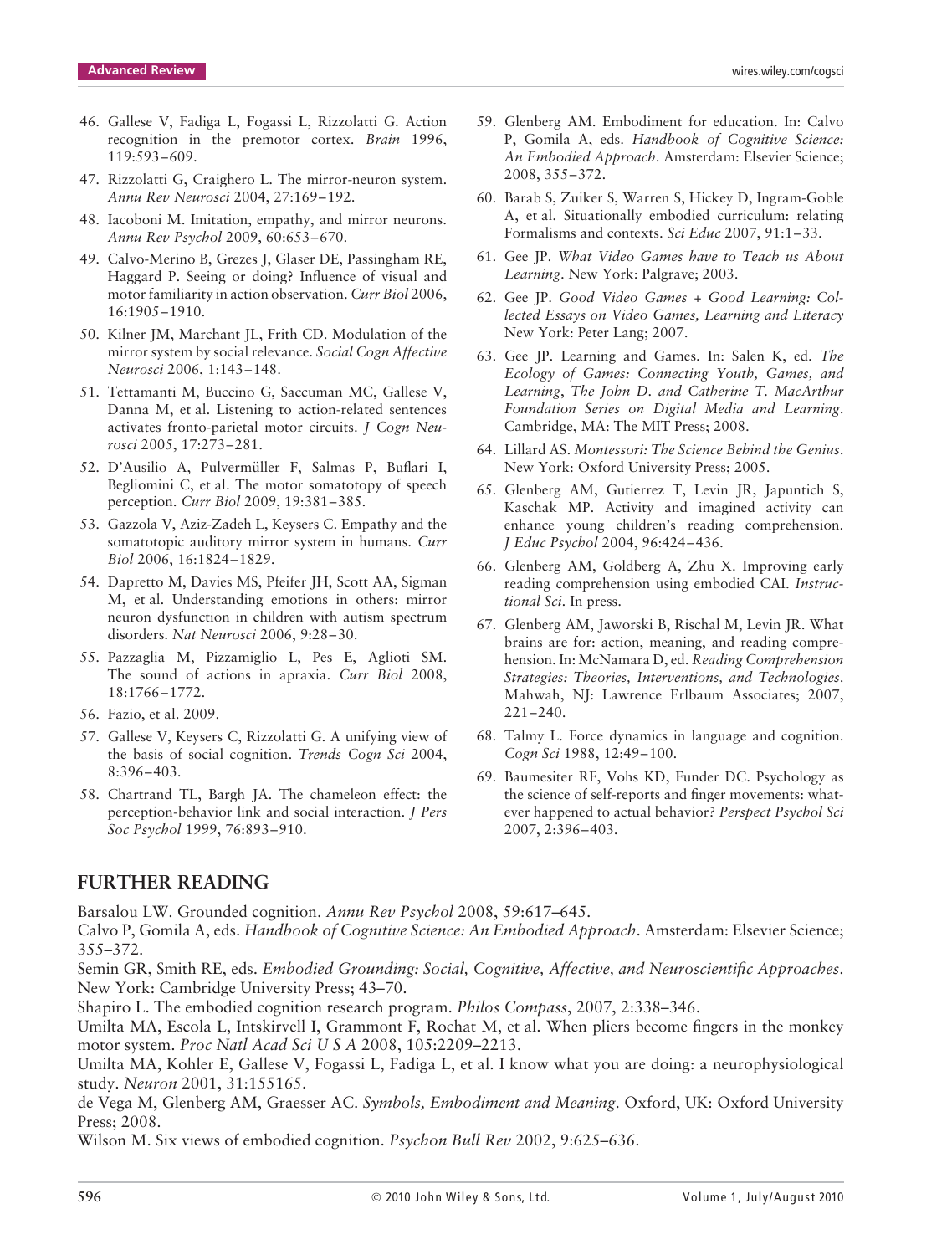46. Gallese V, Fadiga L, Fogassi L, Rizzolatti G. Action recognition in the premotor cortex. *Brain* 1996, 119:593–609.
47. Rizzolatti G, Craighero L. The mirror-neuron system. *Annu Rev Neurosci* 2004, 27:169–192.
48. Iacoboni M. Imitation, empathy, and mirror neurons. *Annu Rev Psychol* 2009, 60:653–670.
49. Calvo-Merino B, Grezes J, Glaser DE, Passingham RE, Haggard P. Seeing or doing? Influence of visual and motor familiarity in action observation. *Curr Biol* 2006, 16:1905–1910.
50. Kilner JM, Marchant JL, Frith CD. Modulation of the mirror system by social relevance. *Social Cogn Affective Neurosci* 2006, 1:143–148.
51. Tettamanti M, Buccino G, Saccuman MC, Gallese V, Danna M, et al. Listening to action-related sentences activates fronto-parietal motor circuits. *J Cogn Neurosci* 2005, 17:273–281.
52. D'Ausilio A, Pulvermüller F, Salmas P, Buflari I, Begliomini C, et al. The motor somatotopy of speech perception. *Curr Biol* 2009, 19:381–385.
53. Gazzola V, Aziz-Zadeh L, Keysers C. Empathy and the somatotopic auditory mirror system in humans. *Curr Biol* 2006, 16:1824–1829.
54. Dapretto M, Davies MS, Pfeifer JH, Scott AA, Sigman M, et al. Understanding emotions in others: mirror neuron dysfunction in children with autism spectrum disorders. *Nat Neurosci* 2006, 9:28–30.
55. Pazzaglia M, Pizzamiglio L, Pes E, Aglioti SM. The sound of actions in apraxia. *Curr Biol* 2008, 18:1766–1772.
56. Fazio, et al. 2009.
57. Gallese V, Keysers C, Rizzolatti G. A unifying view of the basis of social cognition. *Trends Cogn Sci* 2004, 8:396–403.
58. Chartrand TL, Bargh JA. The chameleon effect: the perception-behavior link and social interaction. *J Pers Soc Psychol* 1999, 76:893–910.
59. Glenberg AM. Embodiment for education. In: Calvo P, Gomila A, eds. *Handbook of Cognitive Science: An Embodied Approach*. Amsterdam: Elsevier Science; 2008, 355–372.
60. Barab S, Zuiker S, Warren S, Hickey D, Ingram-Goble A, et al. Situationally embodied curriculum: relating Formalisms and contexts. *Sci Educ* 2007, 91:1–33.
61. Gee JP. *What Video Games have to Teach us About Learning*. New York: Palgrave; 2003.
62. Gee JP. *Good Video Games + Good Learning: Collected Essays on Video Games, Learning and Literacy* New York: Peter Lang; 2007.
63. Gee JP. Learning and Games. In: Salen K, ed. *The Ecology of Games: Connecting Youth, Games, and Learning*, *The John D. and Catherine T. MacArthur Foundation Series on Digital Media and Learning*. Cambridge, MA: The MIT Press; 2008.
64. Lillard AS. *Montessori: The Science Behind the Genius*. New York: Oxford University Press; 2005.
65. Glenberg AM, Gutierrez T, Levin JR, Japuntich S, Kaschak MP. Activity and imagined activity can enhance young children's reading comprehension. *J Educ Psychol* 2004, 96:424–436.
66. Glenberg AM, Goldberg A, Zhu X. Improving early reading comprehension using embodied CAI. *Instructional Sci*. In press.
67. Glenberg AM, Jaworski B, Rischal M, Levin JR. What brains are for: action, meaning, and reading comprehension. In: McNamara D, ed. *Reading Comprehension Strategies: Theories, Interventions, and Technologies*. Mahwah, NJ: Lawrence Erlbaum Associates; 2007, 221–240.
68. Talmy L. Force dynamics in language and cognition. *Cogn Sci* 1988, 12:49–100.
69. Baumesiter RF, Vohs KD, Funder DC. Psychology as the science of self-reports and finger movements: whatever happened to actual behavior? *Perspect Psychol Sci* 2007, 2:396–403.

## FURTHER READING

Barsalou LW. Grounded cognition. *Annu Rev Psychol* 2008, 59:617–645.

Calvo P, Gomila A, eds. *Handbook of Cognitive Science: An Embodied Approach*. Amsterdam: Elsevier Science; 355–372.

Semin GR, Smith RE, eds. *Embodied Grounding: Social, Cognitive, Affective, and Neuroscientific Approaches*. New York: Cambridge University Press; 43–70.

Shapiro L. The embodied cognition research program. *Philos Compass*, 2007, 2:338–346.

Umilta MA, Escola L, Intskirvell I, Grammont F, Rochat M, et al. When pliers become fingers in the monkey motor system. *Proc Natl Acad Sci U S A* 2008, 105:2209–2213.

Umilta MA, Kohler E, Gallese V, Fogassi L, Fadiga L, et al. I know what you are doing: a neurophysiological study. *Neuron* 2001, 31:155165.

de Vega M, Glenberg AM, Graesser AC. *Symbols, Embodiment and Meaning*. Oxford, UK: Oxford University Press; 2008.

Wilson M. Six views of embodied cognition. *Psychon Bull Rev* 2002, 9:625–636.